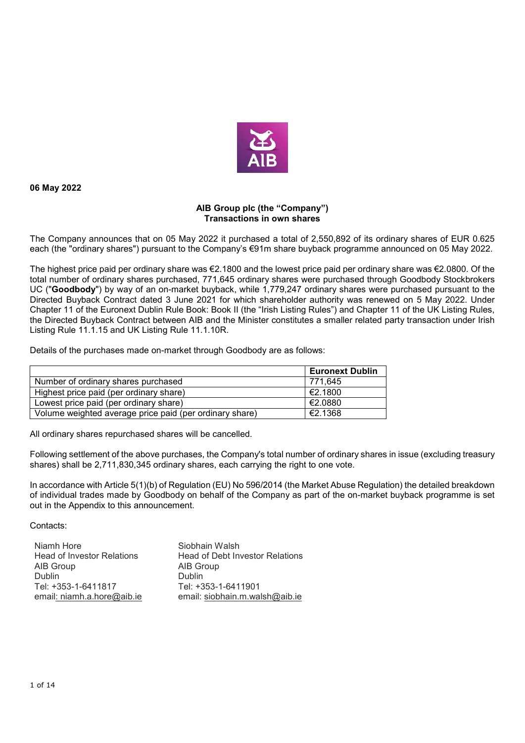**06 May 2022**

**AIB Group plc (the "Company")**
**Transactions in own shares**

The Company announces that on 05 May 2022 it purchased a total of 2,550,892 of its ordinary shares of EUR 0.625 each (the "ordinary shares") pursuant to the Company's €91m share buyback programme announced on 05 May 2022.

The highest price paid per ordinary share was €2.1800 and the lowest price paid per ordinary share was €2.0800. Of the total number of ordinary shares purchased, 771,645 ordinary shares were purchased through Goodbody Stockbrokers UC ("**Goodbody**") by way of an on-market buyback, while 1,779,247 ordinary shares were purchased pursuant to the Directed Buyback Contract dated 3 June 2021 for which shareholder authority was renewed on 5 May 2022. Under Chapter 11 of the Euronext Dublin Rule Book: Book II (the "Irish Listing Rules") and Chapter 11 of the UK Listing Rules, the Directed Buyback Contract between AIB and the Minister constitutes a smaller related party transaction under Irish Listing Rule 11.1.15 and UK Listing Rule 11.1.10R.

Details of the purchases made on-market through Goodbody are as follows:

| | **Euronext Dublin** |
|---|---|
| Number of ordinary shares purchased | 771,645 |
| Highest price paid (per ordinary share) | €2.1800 |
| Lowest price paid (per ordinary share) | €2.0880 |
| Volume weighted average price paid (per ordinary share) | €2.1368 |

All ordinary shares repurchased shares will be cancelled.

Following settlement of the above purchases, the Company's total number of ordinary shares in issue (excluding treasury shares) shall be 2,711,830,345 ordinary shares, each carrying the right to one vote.

In accordance with Article 5(1)(b) of Regulation (EU) No 596/2014 (the Market Abuse Regulation) the detailed breakdown of individual trades made by Goodbody on behalf of the Company as part of the on-market buyback programme is set out in the Appendix to this announcement.

Contacts:

Niamh Hore
Head of Investor Relations
AIB Group
Dublin
Tel: +353-1-6411817
email: niamh.a.hore@aib.ie

Siobhain Walsh
Head of Debt Investor Relations
AIB Group
Dublin
Tel: +353-1-6411901
email: siobhain.m.walsh@aib.ie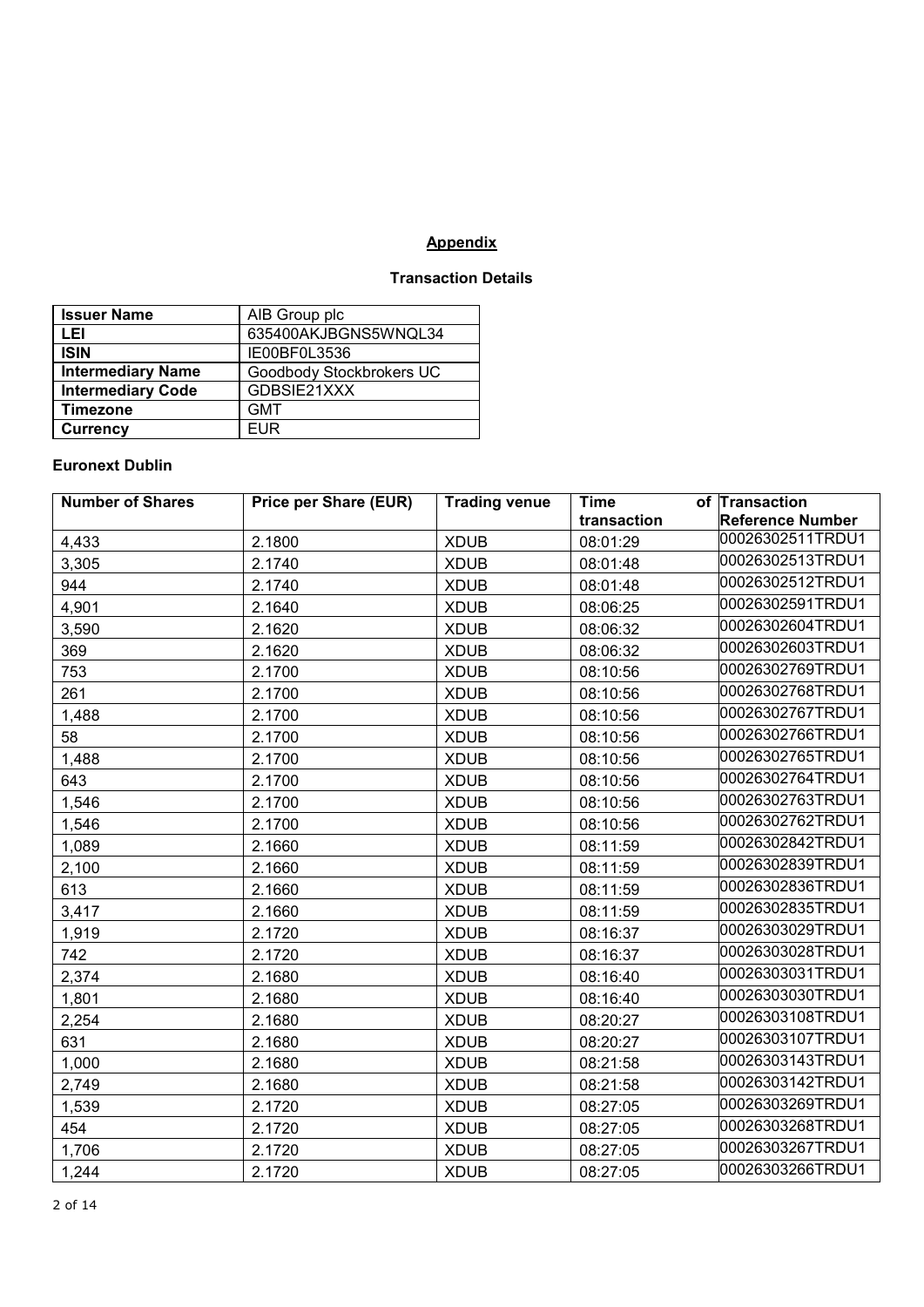## Appendix

### Transaction Details

| Issuer Name | AIB Group plc |
|---|---|
| LEI | 635400AKJBGNS5WNQL34 |
| ISIN | IE00BF0L3536 |
| Intermediary Name | Goodbody Stockbrokers UC |
| Intermediary Code | GDBSIE21XXX |
| Timezone | GMT |
| Currency | EUR |

**Euronext Dublin**

| Number of Shares | Price per Share (EUR) | Trading venue | Time of transaction | Transaction Reference Number |
|---|---|---|---|---|
| 4,433 | 2.1800 | XDUB | 08:01:29 | 00026302511TRDU1 |
| 3,305 | 2.1740 | XDUB | 08:01:48 | 00026302513TRDU1 |
| 944 | 2.1740 | XDUB | 08:01:48 | 00026302512TRDU1 |
| 4,901 | 2.1640 | XDUB | 08:06:25 | 00026302591TRDU1 |
| 3,590 | 2.1620 | XDUB | 08:06:32 | 00026302604TRDU1 |
| 369 | 2.1620 | XDUB | 08:06:32 | 00026302603TRDU1 |
| 753 | 2.1700 | XDUB | 08:10:56 | 00026302769TRDU1 |
| 261 | 2.1700 | XDUB | 08:10:56 | 00026302768TRDU1 |
| 1,488 | 2.1700 | XDUB | 08:10:56 | 00026302767TRDU1 |
| 58 | 2.1700 | XDUB | 08:10:56 | 00026302766TRDU1 |
| 1,488 | 2.1700 | XDUB | 08:10:56 | 00026302765TRDU1 |
| 643 | 2.1700 | XDUB | 08:10:56 | 00026302764TRDU1 |
| 1,546 | 2.1700 | XDUB | 08:10:56 | 00026302763TRDU1 |
| 1,546 | 2.1700 | XDUB | 08:10:56 | 00026302762TRDU1 |
| 1,089 | 2.1660 | XDUB | 08:11:59 | 00026302842TRDU1 |
| 2,100 | 2.1660 | XDUB | 08:11:59 | 00026302839TRDU1 |
| 613 | 2.1660 | XDUB | 08:11:59 | 00026302836TRDU1 |
| 3,417 | 2.1660 | XDUB | 08:11:59 | 00026302835TRDU1 |
| 1,919 | 2.1720 | XDUB | 08:16:37 | 00026303029TRDU1 |
| 742 | 2.1720 | XDUB | 08:16:37 | 00026303028TRDU1 |
| 2,374 | 2.1680 | XDUB | 08:16:40 | 00026303031TRDU1 |
| 1,801 | 2.1680 | XDUB | 08:16:40 | 00026303030TRDU1 |
| 2,254 | 2.1680 | XDUB | 08:20:27 | 00026303108TRDU1 |
| 631 | 2.1680 | XDUB | 08:20:27 | 00026303107TRDU1 |
| 1,000 | 2.1680 | XDUB | 08:21:58 | 00026303143TRDU1 |
| 2,749 | 2.1680 | XDUB | 08:21:58 | 00026303142TRDU1 |
| 1,539 | 2.1720 | XDUB | 08:27:05 | 00026303269TRDU1 |
| 454 | 2.1720 | XDUB | 08:27:05 | 00026303268TRDU1 |
| 1,706 | 2.1720 | XDUB | 08:27:05 | 00026303267TRDU1 |
| 1,244 | 2.1720 | XDUB | 08:27:05 | 00026303266TRDU1 |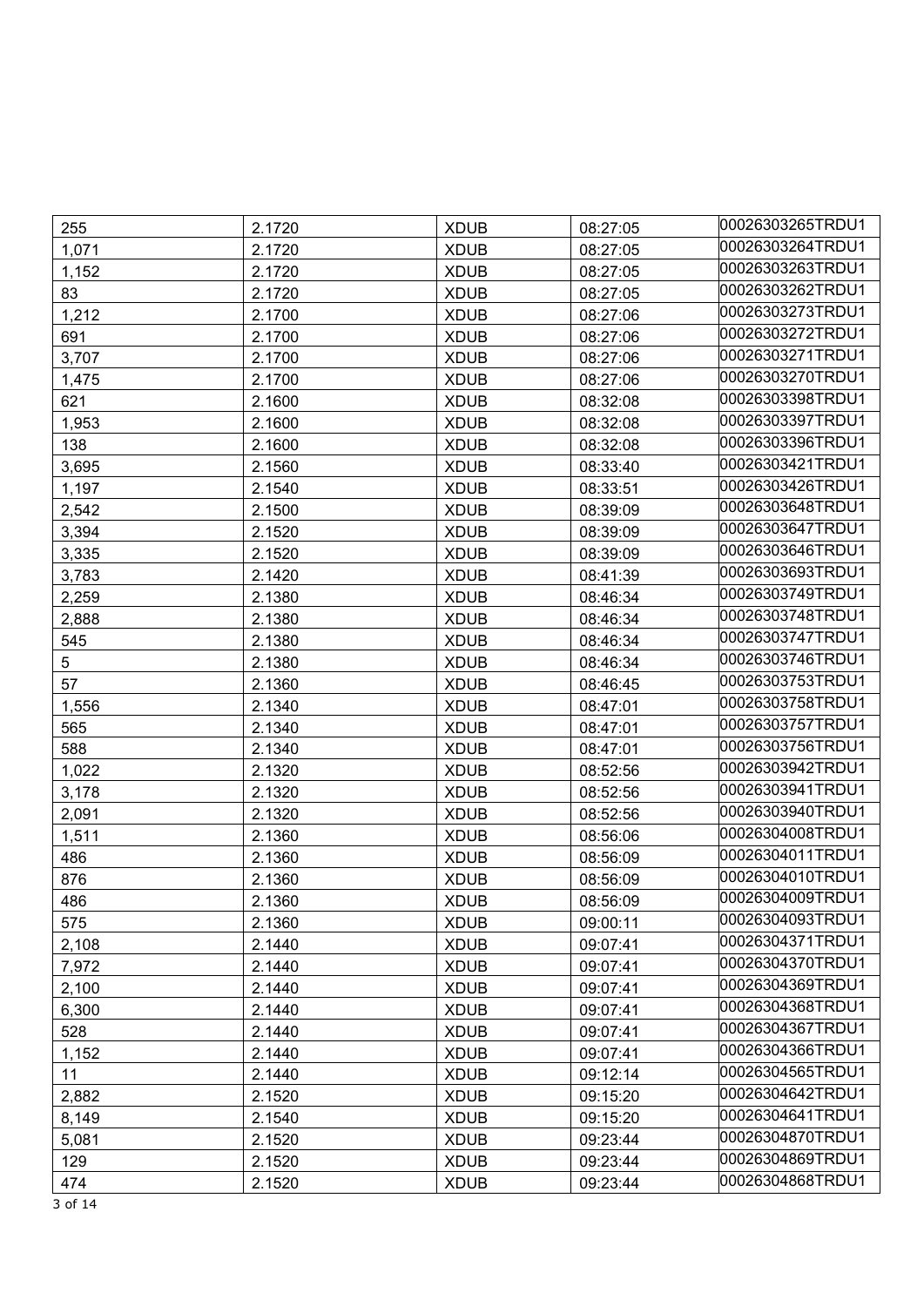| 255 | 2.1720 | XDUB | 08:27:05 | 00026303265TRDU1 |
|---|---|---|---|---|
| 1,071 | 2.1720 | XDUB | 08:27:05 | 00026303264TRDU1 |
| 1,152 | 2.1720 | XDUB | 08:27:05 | 00026303263TRDU1 |
| 83 | 2.1720 | XDUB | 08:27:05 | 00026303262TRDU1 |
| 1,212 | 2.1700 | XDUB | 08:27:06 | 00026303273TRDU1 |
| 691 | 2.1700 | XDUB | 08:27:06 | 00026303272TRDU1 |
| 3,707 | 2.1700 | XDUB | 08:27:06 | 00026303271TRDU1 |
| 1,475 | 2.1700 | XDUB | 08:27:06 | 00026303270TRDU1 |
| 621 | 2.1600 | XDUB | 08:32:08 | 00026303398TRDU1 |
| 1,953 | 2.1600 | XDUB | 08:32:08 | 00026303397TRDU1 |
| 138 | 2.1600 | XDUB | 08:32:08 | 00026303396TRDU1 |
| 3,695 | 2.1560 | XDUB | 08:33:40 | 00026303421TRDU1 |
| 1,197 | 2.1540 | XDUB | 08:33:51 | 00026303426TRDU1 |
| 2,542 | 2.1500 | XDUB | 08:39:09 | 00026303648TRDU1 |
| 3,394 | 2.1520 | XDUB | 08:39:09 | 00026303647TRDU1 |
| 3,335 | 2.1520 | XDUB | 08:39:09 | 00026303646TRDU1 |
| 3,783 | 2.1420 | XDUB | 08:41:39 | 00026303693TRDU1 |
| 2,259 | 2.1380 | XDUB | 08:46:34 | 00026303749TRDU1 |
| 2,888 | 2.1380 | XDUB | 08:46:34 | 00026303748TRDU1 |
| 545 | 2.1380 | XDUB | 08:46:34 | 00026303747TRDU1 |
| 5 | 2.1380 | XDUB | 08:46:34 | 00026303746TRDU1 |
| 57 | 2.1360 | XDUB | 08:46:45 | 00026303753TRDU1 |
| 1,556 | 2.1340 | XDUB | 08:47:01 | 00026303758TRDU1 |
| 565 | 2.1340 | XDUB | 08:47:01 | 00026303757TRDU1 |
| 588 | 2.1340 | XDUB | 08:47:01 | 00026303756TRDU1 |
| 1,022 | 2.1320 | XDUB | 08:52:56 | 00026303942TRDU1 |
| 3,178 | 2.1320 | XDUB | 08:52:56 | 00026303941TRDU1 |
| 2,091 | 2.1320 | XDUB | 08:52:56 | 00026303940TRDU1 |
| 1,511 | 2.1360 | XDUB | 08:56:06 | 00026304008TRDU1 |
| 486 | 2.1360 | XDUB | 08:56:09 | 00026304011TRDU1 |
| 876 | 2.1360 | XDUB | 08:56:09 | 00026304010TRDU1 |
| 486 | 2.1360 | XDUB | 08:56:09 | 00026304009TRDU1 |
| 575 | 2.1360 | XDUB | 09:00:11 | 00026304093TRDU1 |
| 2,108 | 2.1440 | XDUB | 09:07:41 | 00026304371TRDU1 |
| 7,972 | 2.1440 | XDUB | 09:07:41 | 00026304370TRDU1 |
| 2,100 | 2.1440 | XDUB | 09:07:41 | 00026304369TRDU1 |
| 6,300 | 2.1440 | XDUB | 09:07:41 | 00026304368TRDU1 |
| 528 | 2.1440 | XDUB | 09:07:41 | 00026304367TRDU1 |
| 1,152 | 2.1440 | XDUB | 09:07:41 | 00026304366TRDU1 |
| 11 | 2.1440 | XDUB | 09:12:14 | 00026304565TRDU1 |
| 2,882 | 2.1520 | XDUB | 09:15:20 | 00026304642TRDU1 |
| 8,149 | 2.1540 | XDUB | 09:15:20 | 00026304641TRDU1 |
| 5,081 | 2.1520 | XDUB | 09:23:44 | 00026304870TRDU1 |
| 129 | 2.1520 | XDUB | 09:23:44 | 00026304869TRDU1 |
| 474 | 2.1520 | XDUB | 09:23:44 | 00026304868TRDU1 |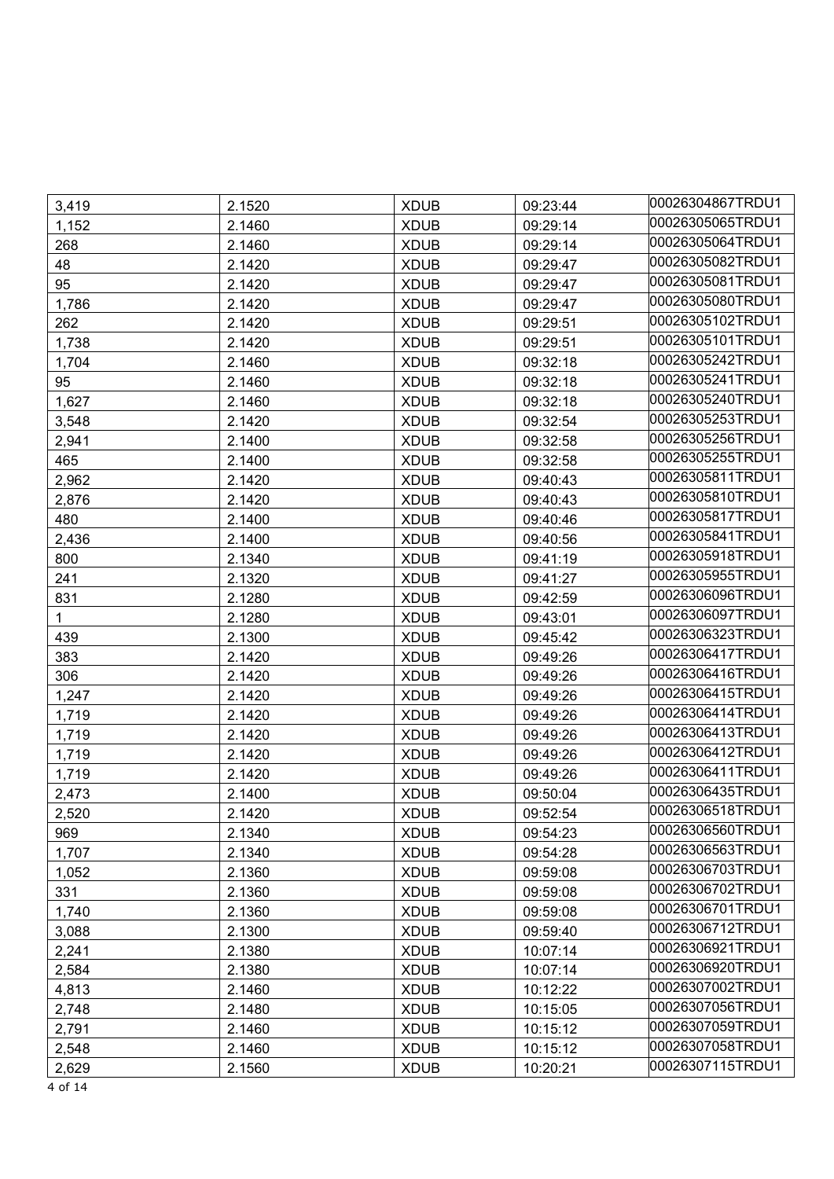| 3,419 | 2.1520 | XDUB | 09:23:44 | 00026304867TRDU1 |
|---|---|---|---|---|
| 1,152 | 2.1460 | XDUB | 09:29:14 | 00026305065TRDU1 |
| 268 | 2.1460 | XDUB | 09:29:14 | 00026305064TRDU1 |
| 48 | 2.1420 | XDUB | 09:29:47 | 00026305082TRDU1 |
| 95 | 2.1420 | XDUB | 09:29:47 | 00026305081TRDU1 |
| 1,786 | 2.1420 | XDUB | 09:29:47 | 00026305080TRDU1 |
| 262 | 2.1420 | XDUB | 09:29:51 | 00026305102TRDU1 |
| 1,738 | 2.1420 | XDUB | 09:29:51 | 00026305101TRDU1 |
| 1,704 | 2.1460 | XDUB | 09:32:18 | 00026305242TRDU1 |
| 95 | 2.1460 | XDUB | 09:32:18 | 00026305241TRDU1 |
| 1,627 | 2.1460 | XDUB | 09:32:18 | 00026305240TRDU1 |
| 3,548 | 2.1420 | XDUB | 09:32:54 | 00026305253TRDU1 |
| 2,941 | 2.1400 | XDUB | 09:32:58 | 00026305256TRDU1 |
| 465 | 2.1400 | XDUB | 09:32:58 | 00026305255TRDU1 |
| 2,962 | 2.1420 | XDUB | 09:40:43 | 00026305811TRDU1 |
| 2,876 | 2.1420 | XDUB | 09:40:43 | 00026305810TRDU1 |
| 480 | 2.1400 | XDUB | 09:40:46 | 00026305817TRDU1 |
| 2,436 | 2.1400 | XDUB | 09:40:56 | 00026305841TRDU1 |
| 800 | 2.1340 | XDUB | 09:41:19 | 00026305918TRDU1 |
| 241 | 2.1320 | XDUB | 09:41:27 | 00026305955TRDU1 |
| 831 | 2.1280 | XDUB | 09:42:59 | 00026306096TRDU1 |
| 1 | 2.1280 | XDUB | 09:43:01 | 00026306097TRDU1 |
| 439 | 2.1300 | XDUB | 09:45:42 | 00026306323TRDU1 |
| 383 | 2.1420 | XDUB | 09:49:26 | 00026306417TRDU1 |
| 306 | 2.1420 | XDUB | 09:49:26 | 00026306416TRDU1 |
| 1,247 | 2.1420 | XDUB | 09:49:26 | 00026306415TRDU1 |
| 1,719 | 2.1420 | XDUB | 09:49:26 | 00026306414TRDU1 |
| 1,719 | 2.1420 | XDUB | 09:49:26 | 00026306413TRDU1 |
| 1,719 | 2.1420 | XDUB | 09:49:26 | 00026306412TRDU1 |
| 1,719 | 2.1420 | XDUB | 09:49:26 | 00026306411TRDU1 |
| 2,473 | 2.1400 | XDUB | 09:50:04 | 00026306435TRDU1 |
| 2,520 | 2.1420 | XDUB | 09:52:54 | 00026306518TRDU1 |
| 969 | 2.1340 | XDUB | 09:54:23 | 00026306560TRDU1 |
| 1,707 | 2.1340 | XDUB | 09:54:28 | 00026306563TRDU1 |
| 1,052 | 2.1360 | XDUB | 09:59:08 | 00026306703TRDU1 |
| 331 | 2.1360 | XDUB | 09:59:08 | 00026306702TRDU1 |
| 1,740 | 2.1360 | XDUB | 09:59:08 | 00026306701TRDU1 |
| 3,088 | 2.1300 | XDUB | 09:59:40 | 00026306712TRDU1 |
| 2,241 | 2.1380 | XDUB | 10:07:14 | 00026306921TRDU1 |
| 2,584 | 2.1380 | XDUB | 10:07:14 | 00026306920TRDU1 |
| 4,813 | 2.1460 | XDUB | 10:12:22 | 00026307002TRDU1 |
| 2,748 | 2.1480 | XDUB | 10:15:05 | 00026307056TRDU1 |
| 2,791 | 2.1460 | XDUB | 10:15:12 | 00026307059TRDU1 |
| 2,548 | 2.1460 | XDUB | 10:15:12 | 00026307058TRDU1 |
| 2,629 | 2.1560 | XDUB | 10:20:21 | 00026307115TRDU1 |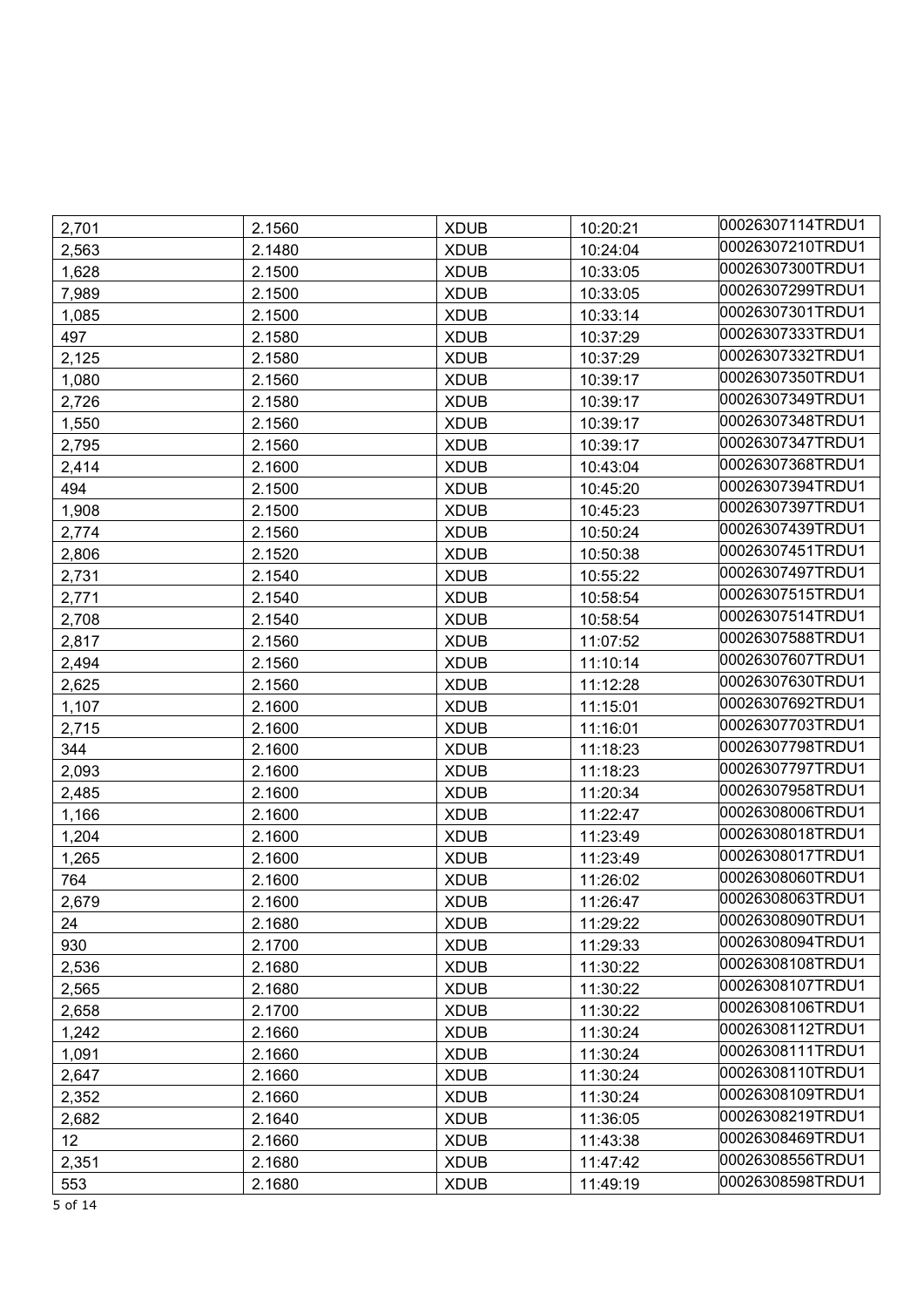| 2,701 | 2.1560 | XDUB | 10:20:21 | 00026307114TRDU1 |
|---|---|---|---|---|
| 2,563 | 2.1480 | XDUB | 10:24:04 | 00026307210TRDU1 |
| 1,628 | 2.1500 | XDUB | 10:33:05 | 00026307300TRDU1 |
| 7,989 | 2.1500 | XDUB | 10:33:05 | 00026307299TRDU1 |
| 1,085 | 2.1500 | XDUB | 10:33:14 | 00026307301TRDU1 |
| 497 | 2.1580 | XDUB | 10:37:29 | 00026307333TRDU1 |
| 2,125 | 2.1580 | XDUB | 10:37:29 | 00026307332TRDU1 |
| 1,080 | 2.1560 | XDUB | 10:39:17 | 00026307350TRDU1 |
| 2,726 | 2.1580 | XDUB | 10:39:17 | 00026307349TRDU1 |
| 1,550 | 2.1560 | XDUB | 10:39:17 | 00026307348TRDU1 |
| 2,795 | 2.1560 | XDUB | 10:39:17 | 00026307347TRDU1 |
| 2,414 | 2.1600 | XDUB | 10:43:04 | 00026307368TRDU1 |
| 494 | 2.1500 | XDUB | 10:45:20 | 00026307394TRDU1 |
| 1,908 | 2.1500 | XDUB | 10:45:23 | 00026307397TRDU1 |
| 2,774 | 2.1560 | XDUB | 10:50:24 | 00026307439TRDU1 |
| 2,806 | 2.1520 | XDUB | 10:50:38 | 00026307451TRDU1 |
| 2,731 | 2.1540 | XDUB | 10:55:22 | 00026307497TRDU1 |
| 2,771 | 2.1540 | XDUB | 10:58:54 | 00026307515TRDU1 |
| 2,708 | 2.1540 | XDUB | 10:58:54 | 00026307514TRDU1 |
| 2,817 | 2.1560 | XDUB | 11:07:52 | 00026307588TRDU1 |
| 2,494 | 2.1560 | XDUB | 11:10:14 | 00026307607TRDU1 |
| 2,625 | 2.1560 | XDUB | 11:12:28 | 00026307630TRDU1 |
| 1,107 | 2.1600 | XDUB | 11:15:01 | 00026307692TRDU1 |
| 2,715 | 2.1600 | XDUB | 11:16:01 | 00026307703TRDU1 |
| 344 | 2.1600 | XDUB | 11:18:23 | 00026307798TRDU1 |
| 2,093 | 2.1600 | XDUB | 11:18:23 | 00026307797TRDU1 |
| 2,485 | 2.1600 | XDUB | 11:20:34 | 00026307958TRDU1 |
| 1,166 | 2.1600 | XDUB | 11:22:47 | 00026308006TRDU1 |
| 1,204 | 2.1600 | XDUB | 11:23:49 | 00026308018TRDU1 |
| 1,265 | 2.1600 | XDUB | 11:23:49 | 00026308017TRDU1 |
| 764 | 2.1600 | XDUB | 11:26:02 | 00026308060TRDU1 |
| 2,679 | 2.1600 | XDUB | 11:26:47 | 00026308063TRDU1 |
| 24 | 2.1680 | XDUB | 11:29:22 | 00026308090TRDU1 |
| 930 | 2.1700 | XDUB | 11:29:33 | 00026308094TRDU1 |
| 2,536 | 2.1680 | XDUB | 11:30:22 | 00026308108TRDU1 |
| 2,565 | 2.1680 | XDUB | 11:30:22 | 00026308107TRDU1 |
| 2,658 | 2.1700 | XDUB | 11:30:22 | 00026308106TRDU1 |
| 1,242 | 2.1660 | XDUB | 11:30:24 | 00026308112TRDU1 |
| 1,091 | 2.1660 | XDUB | 11:30:24 | 00026308111TRDU1 |
| 2,647 | 2.1660 | XDUB | 11:30:24 | 00026308110TRDU1 |
| 2,352 | 2.1660 | XDUB | 11:30:24 | 00026308109TRDU1 |
| 2,682 | 2.1640 | XDUB | 11:36:05 | 00026308219TRDU1 |
| 12 | 2.1660 | XDUB | 11:43:38 | 00026308469TRDU1 |
| 2,351 | 2.1680 | XDUB | 11:47:42 | 00026308556TRDU1 |
| 553 | 2.1680 | XDUB | 11:49:19 | 00026308598TRDU1 |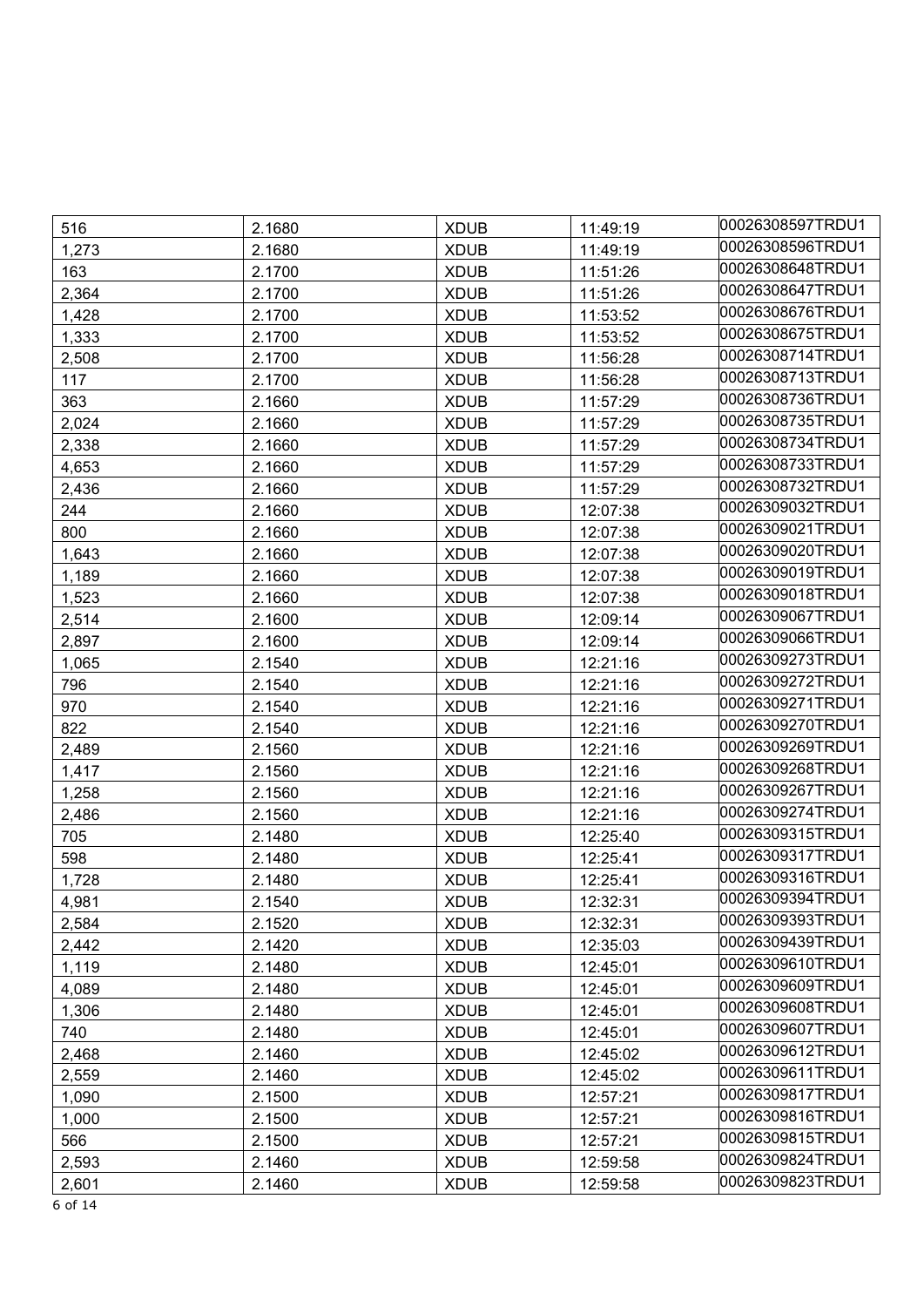| 516 | 2.1680 | XDUB | 11:49:19 | 00026308597TRDU1 |
|---|---|---|---|---|
| 1,273 | 2.1680 | XDUB | 11:49:19 | 00026308596TRDU1 |
| 163 | 2.1700 | XDUB | 11:51:26 | 00026308648TRDU1 |
| 2,364 | 2.1700 | XDUB | 11:51:26 | 00026308647TRDU1 |
| 1,428 | 2.1700 | XDUB | 11:53:52 | 00026308676TRDU1 |
| 1,333 | 2.1700 | XDUB | 11:53:52 | 00026308675TRDU1 |
| 2,508 | 2.1700 | XDUB | 11:56:28 | 00026308714TRDU1 |
| 117 | 2.1700 | XDUB | 11:56:28 | 00026308713TRDU1 |
| 363 | 2.1660 | XDUB | 11:57:29 | 00026308736TRDU1 |
| 2,024 | 2.1660 | XDUB | 11:57:29 | 00026308735TRDU1 |
| 2,338 | 2.1660 | XDUB | 11:57:29 | 00026308734TRDU1 |
| 4,653 | 2.1660 | XDUB | 11:57:29 | 00026308733TRDU1 |
| 2,436 | 2.1660 | XDUB | 11:57:29 | 00026308732TRDU1 |
| 244 | 2.1660 | XDUB | 12:07:38 | 00026309032TRDU1 |
| 800 | 2.1660 | XDUB | 12:07:38 | 00026309021TRDU1 |
| 1,643 | 2.1660 | XDUB | 12:07:38 | 00026309020TRDU1 |
| 1,189 | 2.1660 | XDUB | 12:07:38 | 00026309019TRDU1 |
| 1,523 | 2.1660 | XDUB | 12:07:38 | 00026309018TRDU1 |
| 2,514 | 2.1600 | XDUB | 12:09:14 | 00026309067TRDU1 |
| 2,897 | 2.1600 | XDUB | 12:09:14 | 00026309066TRDU1 |
| 1,065 | 2.1540 | XDUB | 12:21:16 | 00026309273TRDU1 |
| 796 | 2.1540 | XDUB | 12:21:16 | 00026309272TRDU1 |
| 970 | 2.1540 | XDUB | 12:21:16 | 00026309271TRDU1 |
| 822 | 2.1540 | XDUB | 12:21:16 | 00026309270TRDU1 |
| 2,489 | 2.1560 | XDUB | 12:21:16 | 00026309269TRDU1 |
| 1,417 | 2.1560 | XDUB | 12:21:16 | 00026309268TRDU1 |
| 1,258 | 2.1560 | XDUB | 12:21:16 | 00026309267TRDU1 |
| 2,486 | 2.1560 | XDUB | 12:21:16 | 00026309274TRDU1 |
| 705 | 2.1480 | XDUB | 12:25:40 | 00026309315TRDU1 |
| 598 | 2.1480 | XDUB | 12:25:41 | 00026309317TRDU1 |
| 1,728 | 2.1480 | XDUB | 12:25:41 | 00026309316TRDU1 |
| 4,981 | 2.1540 | XDUB | 12:32:31 | 00026309394TRDU1 |
| 2,584 | 2.1520 | XDUB | 12:32:31 | 00026309393TRDU1 |
| 2,442 | 2.1420 | XDUB | 12:35:03 | 00026309439TRDU1 |
| 1,119 | 2.1480 | XDUB | 12:45:01 | 00026309610TRDU1 |
| 4,089 | 2.1480 | XDUB | 12:45:01 | 00026309609TRDU1 |
| 1,306 | 2.1480 | XDUB | 12:45:01 | 00026309608TRDU1 |
| 740 | 2.1480 | XDUB | 12:45:01 | 00026309607TRDU1 |
| 2,468 | 2.1460 | XDUB | 12:45:02 | 00026309612TRDU1 |
| 2,559 | 2.1460 | XDUB | 12:45:02 | 00026309611TRDU1 |
| 1,090 | 2.1500 | XDUB | 12:57:21 | 00026309817TRDU1 |
| 1,000 | 2.1500 | XDUB | 12:57:21 | 00026309816TRDU1 |
| 566 | 2.1500 | XDUB | 12:57:21 | 00026309815TRDU1 |
| 2,593 | 2.1460 | XDUB | 12:59:58 | 00026309824TRDU1 |
| 2,601 | 2.1460 | XDUB | 12:59:58 | 00026309823TRDU1 |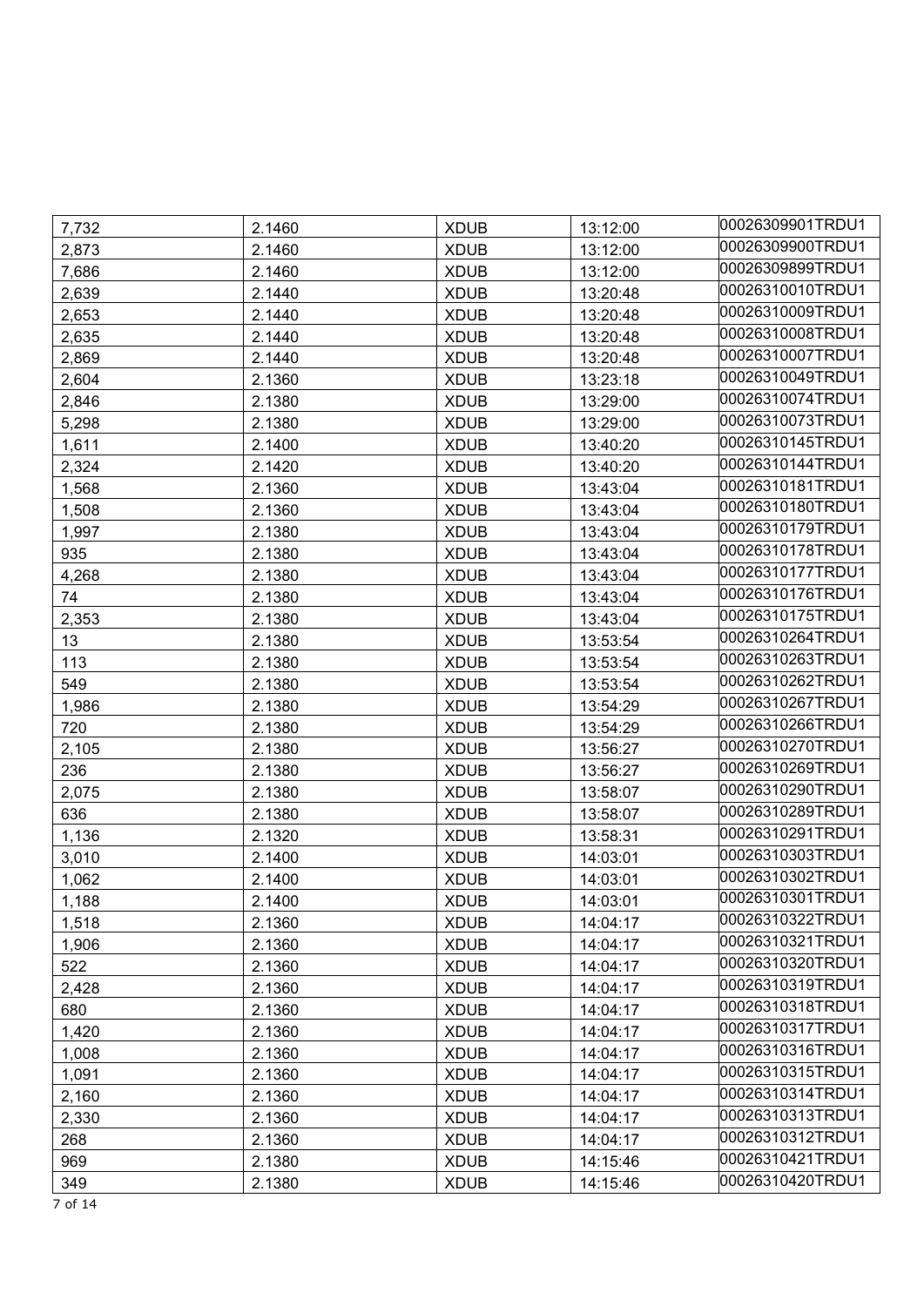| 7,732 | 2.1460 | XDUB | 13:12:00 | 00026309901TRDU1 |
|---|---|---|---|---|
| 2,873 | 2.1460 | XDUB | 13:12:00 | 00026309900TRDU1 |
| 7,686 | 2.1460 | XDUB | 13:12:00 | 00026309899TRDU1 |
| 2,639 | 2.1440 | XDUB | 13:20:48 | 00026310010TRDU1 |
| 2,653 | 2.1440 | XDUB | 13:20:48 | 00026310009TRDU1 |
| 2,635 | 2.1440 | XDUB | 13:20:48 | 00026310008TRDU1 |
| 2,869 | 2.1440 | XDUB | 13:20:48 | 00026310007TRDU1 |
| 2,604 | 2.1360 | XDUB | 13:23:18 | 00026310049TRDU1 |
| 2,846 | 2.1380 | XDUB | 13:29:00 | 00026310074TRDU1 |
| 5,298 | 2.1380 | XDUB | 13:29:00 | 00026310073TRDU1 |
| 1,611 | 2.1400 | XDUB | 13:40:20 | 00026310145TRDU1 |
| 2,324 | 2.1420 | XDUB | 13:40:20 | 00026310144TRDU1 |
| 1,568 | 2.1360 | XDUB | 13:43:04 | 00026310181TRDU1 |
| 1,508 | 2.1360 | XDUB | 13:43:04 | 00026310180TRDU1 |
| 1,997 | 2.1380 | XDUB | 13:43:04 | 00026310179TRDU1 |
| 935 | 2.1380 | XDUB | 13:43:04 | 00026310178TRDU1 |
| 4,268 | 2.1380 | XDUB | 13:43:04 | 00026310177TRDU1 |
| 74 | 2.1380 | XDUB | 13:43:04 | 00026310176TRDU1 |
| 2,353 | 2.1380 | XDUB | 13:43:04 | 00026310175TRDU1 |
| 13 | 2.1380 | XDUB | 13:53:54 | 00026310264TRDU1 |
| 113 | 2.1380 | XDUB | 13:53:54 | 00026310263TRDU1 |
| 549 | 2.1380 | XDUB | 13:53:54 | 00026310262TRDU1 |
| 1,986 | 2.1380 | XDUB | 13:54:29 | 00026310267TRDU1 |
| 720 | 2.1380 | XDUB | 13:54:29 | 00026310266TRDU1 |
| 2,105 | 2.1380 | XDUB | 13:56:27 | 00026310270TRDU1 |
| 236 | 2.1380 | XDUB | 13:56:27 | 00026310269TRDU1 |
| 2,075 | 2.1380 | XDUB | 13:58:07 | 00026310290TRDU1 |
| 636 | 2.1380 | XDUB | 13:58:07 | 00026310289TRDU1 |
| 1,136 | 2.1320 | XDUB | 13:58:31 | 00026310291TRDU1 |
| 3,010 | 2.1400 | XDUB | 14:03:01 | 00026310303TRDU1 |
| 1,062 | 2.1400 | XDUB | 14:03:01 | 00026310302TRDU1 |
| 1,188 | 2.1400 | XDUB | 14:03:01 | 00026310301TRDU1 |
| 1,518 | 2.1360 | XDUB | 14:04:17 | 00026310322TRDU1 |
| 1,906 | 2.1360 | XDUB | 14:04:17 | 00026310321TRDU1 |
| 522 | 2.1360 | XDUB | 14:04:17 | 00026310320TRDU1 |
| 2,428 | 2.1360 | XDUB | 14:04:17 | 00026310319TRDU1 |
| 680 | 2.1360 | XDUB | 14:04:17 | 00026310318TRDU1 |
| 1,420 | 2.1360 | XDUB | 14:04:17 | 00026310317TRDU1 |
| 1,008 | 2.1360 | XDUB | 14:04:17 | 00026310316TRDU1 |
| 1,091 | 2.1360 | XDUB | 14:04:17 | 00026310315TRDU1 |
| 2,160 | 2.1360 | XDUB | 14:04:17 | 00026310314TRDU1 |
| 2,330 | 2.1360 | XDUB | 14:04:17 | 00026310313TRDU1 |
| 268 | 2.1360 | XDUB | 14:04:17 | 00026310312TRDU1 |
| 969 | 2.1380 | XDUB | 14:15:46 | 00026310421TRDU1 |
| 349 | 2.1380 | XDUB | 14:15:46 | 00026310420TRDU1 |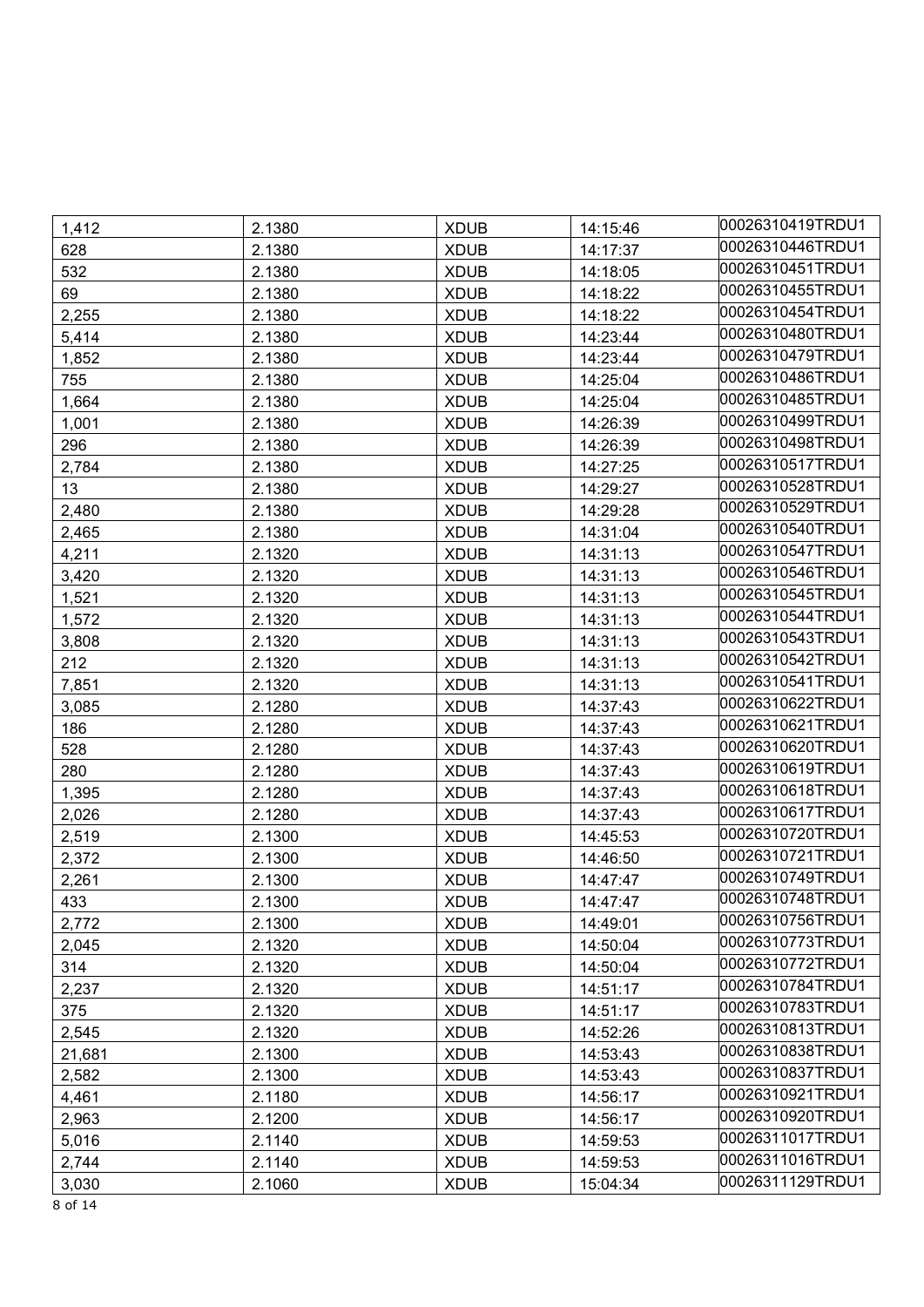| | | | | |
|---|---|---|---|---|
| 1,412 | 2.1380 | XDUB | 14:15:46 | 00026310419TRDU1 |
| 628 | 2.1380 | XDUB | 14:17:37 | 00026310446TRDU1 |
| 532 | 2.1380 | XDUB | 14:18:05 | 00026310451TRDU1 |
| 69 | 2.1380 | XDUB | 14:18:22 | 00026310455TRDU1 |
| 2,255 | 2.1380 | XDUB | 14:18:22 | 00026310454TRDU1 |
| 5,414 | 2.1380 | XDUB | 14:23:44 | 00026310480TRDU1 |
| 1,852 | 2.1380 | XDUB | 14:23:44 | 00026310479TRDU1 |
| 755 | 2.1380 | XDUB | 14:25:04 | 00026310486TRDU1 |
| 1,664 | 2.1380 | XDUB | 14:25:04 | 00026310485TRDU1 |
| 1,001 | 2.1380 | XDUB | 14:26:39 | 00026310499TRDU1 |
| 296 | 2.1380 | XDUB | 14:26:39 | 00026310498TRDU1 |
| 2,784 | 2.1380 | XDUB | 14:27:25 | 00026310517TRDU1 |
| 13 | 2.1380 | XDUB | 14:29:27 | 00026310528TRDU1 |
| 2,480 | 2.1380 | XDUB | 14:29:28 | 00026310529TRDU1 |
| 2,465 | 2.1380 | XDUB | 14:31:04 | 00026310540TRDU1 |
| 4,211 | 2.1320 | XDUB | 14:31:13 | 00026310547TRDU1 |
| 3,420 | 2.1320 | XDUB | 14:31:13 | 00026310546TRDU1 |
| 1,521 | 2.1320 | XDUB | 14:31:13 | 00026310545TRDU1 |
| 1,572 | 2.1320 | XDUB | 14:31:13 | 00026310544TRDU1 |
| 3,808 | 2.1320 | XDUB | 14:31:13 | 00026310543TRDU1 |
| 212 | 2.1320 | XDUB | 14:31:13 | 00026310542TRDU1 |
| 7,851 | 2.1320 | XDUB | 14:31:13 | 00026310541TRDU1 |
| 3,085 | 2.1280 | XDUB | 14:37:43 | 00026310622TRDU1 |
| 186 | 2.1280 | XDUB | 14:37:43 | 00026310621TRDU1 |
| 528 | 2.1280 | XDUB | 14:37:43 | 00026310620TRDU1 |
| 280 | 2.1280 | XDUB | 14:37:43 | 00026310619TRDU1 |
| 1,395 | 2.1280 | XDUB | 14:37:43 | 00026310618TRDU1 |
| 2,026 | 2.1280 | XDUB | 14:37:43 | 00026310617TRDU1 |
| 2,519 | 2.1300 | XDUB | 14:45:53 | 00026310720TRDU1 |
| 2,372 | 2.1300 | XDUB | 14:46:50 | 00026310721TRDU1 |
| 2,261 | 2.1300 | XDUB | 14:47:47 | 00026310749TRDU1 |
| 433 | 2.1300 | XDUB | 14:47:47 | 00026310748TRDU1 |
| 2,772 | 2.1300 | XDUB | 14:49:01 | 00026310756TRDU1 |
| 2,045 | 2.1320 | XDUB | 14:50:04 | 00026310773TRDU1 |
| 314 | 2.1320 | XDUB | 14:50:04 | 00026310772TRDU1 |
| 2,237 | 2.1320 | XDUB | 14:51:17 | 00026310784TRDU1 |
| 375 | 2.1320 | XDUB | 14:51:17 | 00026310783TRDU1 |
| 2,545 | 2.1320 | XDUB | 14:52:26 | 00026310813TRDU1 |
| 21,681 | 2.1300 | XDUB | 14:53:43 | 00026310838TRDU1 |
| 2,582 | 2.1300 | XDUB | 14:53:43 | 00026310837TRDU1 |
| 4,461 | 2.1180 | XDUB | 14:56:17 | 00026310921TRDU1 |
| 2,963 | 2.1200 | XDUB | 14:56:17 | 00026310920TRDU1 |
| 5,016 | 2.1140 | XDUB | 14:59:53 | 00026311017TRDU1 |
| 2,744 | 2.1140 | XDUB | 14:59:53 | 00026311016TRDU1 |
| 3,030 | 2.1060 | XDUB | 15:04:34 | 00026311129TRDU1 |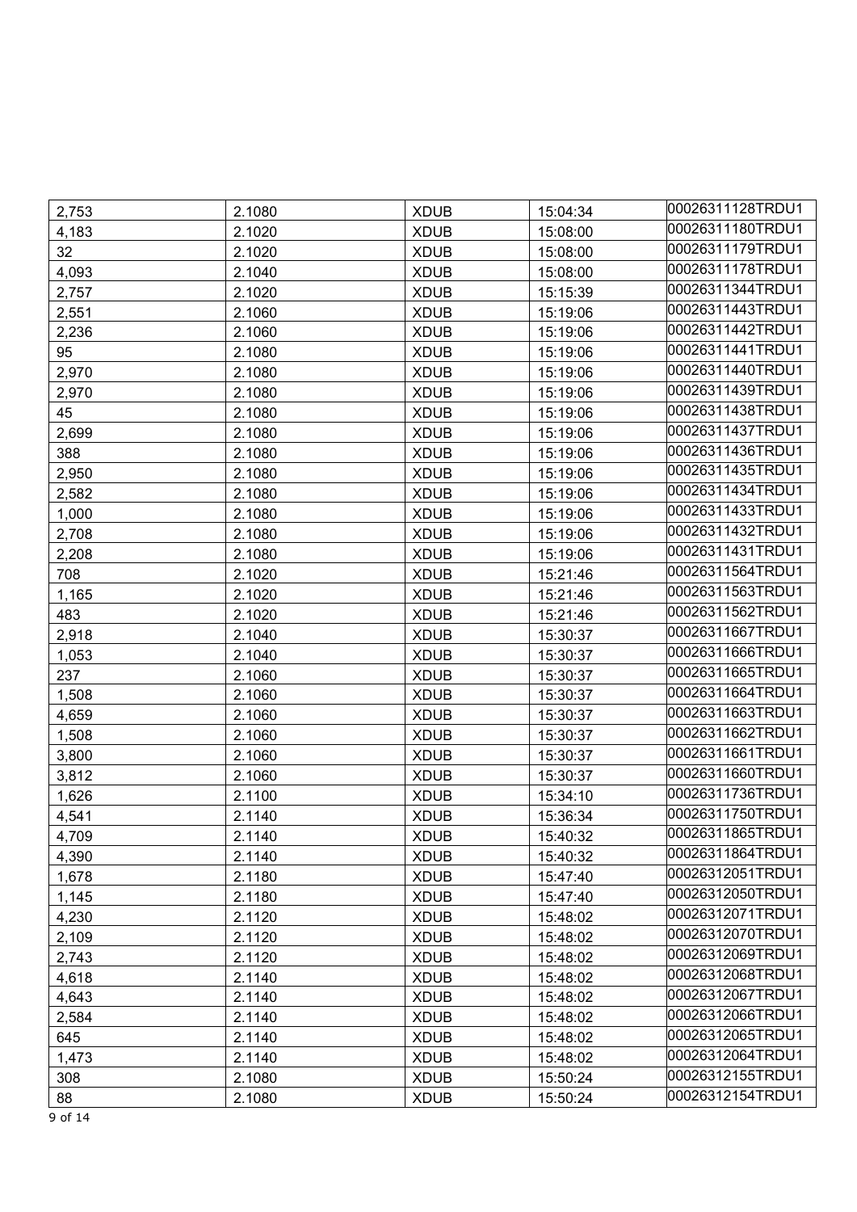| | | | | |
|---|---|---|---|---|
| 2,753 | 2.1080 | XDUB | 15:04:34 | 00026311128TRDU1 |
| 4,183 | 2.1020 | XDUB | 15:08:00 | 00026311180TRDU1 |
| 32 | 2.1020 | XDUB | 15:08:00 | 00026311179TRDU1 |
| 4,093 | 2.1040 | XDUB | 15:08:00 | 00026311178TRDU1 |
| 2,757 | 2.1020 | XDUB | 15:15:39 | 00026311344TRDU1 |
| 2,551 | 2.1060 | XDUB | 15:19:06 | 00026311443TRDU1 |
| 2,236 | 2.1060 | XDUB | 15:19:06 | 00026311442TRDU1 |
| 95 | 2.1080 | XDUB | 15:19:06 | 00026311441TRDU1 |
| 2,970 | 2.1080 | XDUB | 15:19:06 | 00026311440TRDU1 |
| 2,970 | 2.1080 | XDUB | 15:19:06 | 00026311439TRDU1 |
| 45 | 2.1080 | XDUB | 15:19:06 | 00026311438TRDU1 |
| 2,699 | 2.1080 | XDUB | 15:19:06 | 00026311437TRDU1 |
| 388 | 2.1080 | XDUB | 15:19:06 | 00026311436TRDU1 |
| 2,950 | 2.1080 | XDUB | 15:19:06 | 00026311435TRDU1 |
| 2,582 | 2.1080 | XDUB | 15:19:06 | 00026311434TRDU1 |
| 1,000 | 2.1080 | XDUB | 15:19:06 | 00026311433TRDU1 |
| 2,708 | 2.1080 | XDUB | 15:19:06 | 00026311432TRDU1 |
| 2,208 | 2.1080 | XDUB | 15:19:06 | 00026311431TRDU1 |
| 708 | 2.1020 | XDUB | 15:21:46 | 00026311564TRDU1 |
| 1,165 | 2.1020 | XDUB | 15:21:46 | 00026311563TRDU1 |
| 483 | 2.1020 | XDUB | 15:21:46 | 00026311562TRDU1 |
| 2,918 | 2.1040 | XDUB | 15:30:37 | 00026311667TRDU1 |
| 1,053 | 2.1040 | XDUB | 15:30:37 | 00026311666TRDU1 |
| 237 | 2.1060 | XDUB | 15:30:37 | 00026311665TRDU1 |
| 1,508 | 2.1060 | XDUB | 15:30:37 | 00026311664TRDU1 |
| 4,659 | 2.1060 | XDUB | 15:30:37 | 00026311663TRDU1 |
| 1,508 | 2.1060 | XDUB | 15:30:37 | 00026311662TRDU1 |
| 3,800 | 2.1060 | XDUB | 15:30:37 | 00026311661TRDU1 |
| 3,812 | 2.1060 | XDUB | 15:30:37 | 00026311660TRDU1 |
| 1,626 | 2.1100 | XDUB | 15:34:10 | 00026311736TRDU1 |
| 4,541 | 2.1140 | XDUB | 15:36:34 | 00026311750TRDU1 |
| 4,709 | 2.1140 | XDUB | 15:40:32 | 00026311865TRDU1 |
| 4,390 | 2.1140 | XDUB | 15:40:32 | 00026311864TRDU1 |
| 1,678 | 2.1180 | XDUB | 15:47:40 | 00026312051TRDU1 |
| 1,145 | 2.1180 | XDUB | 15:47:40 | 00026312050TRDU1 |
| 4,230 | 2.1120 | XDUB | 15:48:02 | 00026312071TRDU1 |
| 2,109 | 2.1120 | XDUB | 15:48:02 | 00026312070TRDU1 |
| 2,743 | 2.1120 | XDUB | 15:48:02 | 00026312069TRDU1 |
| 4,618 | 2.1140 | XDUB | 15:48:02 | 00026312068TRDU1 |
| 4,643 | 2.1140 | XDUB | 15:48:02 | 00026312067TRDU1 |
| 2,584 | 2.1140 | XDUB | 15:48:02 | 00026312066TRDU1 |
| 645 | 2.1140 | XDUB | 15:48:02 | 00026312065TRDU1 |
| 1,473 | 2.1140 | XDUB | 15:48:02 | 00026312064TRDU1 |
| 308 | 2.1080 | XDUB | 15:50:24 | 00026312155TRDU1 |
| 88 | 2.1080 | XDUB | 15:50:24 | 00026312154TRDU1 |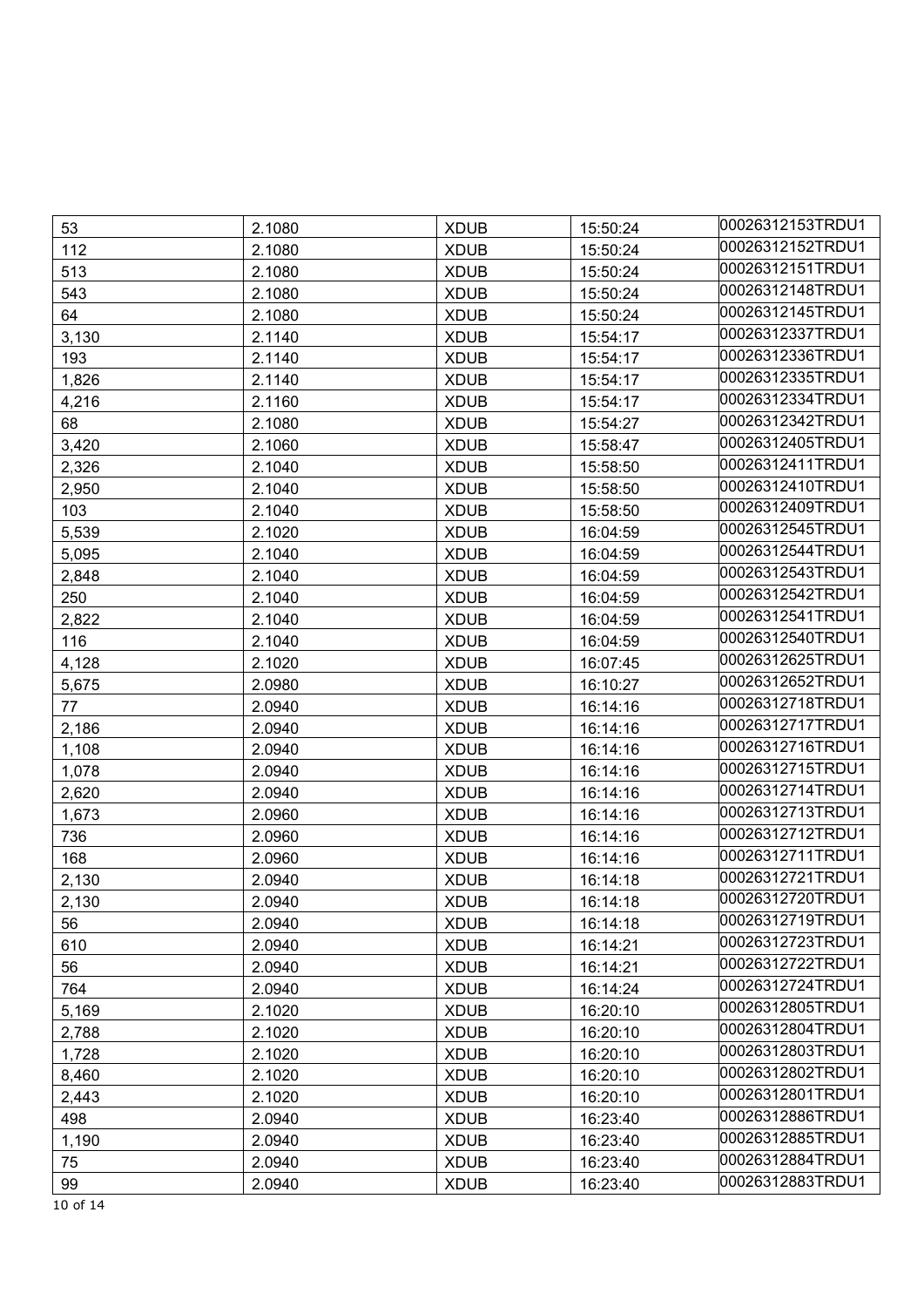| 53 | 2.1080 | XDUB | 15:50:24 | 00026312153TRDU1 |
|---|---|---|---|---|
| 112 | 2.1080 | XDUB | 15:50:24 | 00026312152TRDU1 |
| 513 | 2.1080 | XDUB | 15:50:24 | 00026312151TRDU1 |
| 543 | 2.1080 | XDUB | 15:50:24 | 00026312148TRDU1 |
| 64 | 2.1080 | XDUB | 15:50:24 | 00026312145TRDU1 |
| 3,130 | 2.1140 | XDUB | 15:54:17 | 00026312337TRDU1 |
| 193 | 2.1140 | XDUB | 15:54:17 | 00026312336TRDU1 |
| 1,826 | 2.1140 | XDUB | 15:54:17 | 00026312335TRDU1 |
| 4,216 | 2.1160 | XDUB | 15:54:17 | 00026312334TRDU1 |
| 68 | 2.1080 | XDUB | 15:54:27 | 00026312342TRDU1 |
| 3,420 | 2.1060 | XDUB | 15:58:47 | 00026312405TRDU1 |
| 2,326 | 2.1040 | XDUB | 15:58:50 | 00026312411TRDU1 |
| 2,950 | 2.1040 | XDUB | 15:58:50 | 00026312410TRDU1 |
| 103 | 2.1040 | XDUB | 15:58:50 | 00026312409TRDU1 |
| 5,539 | 2.1020 | XDUB | 16:04:59 | 00026312545TRDU1 |
| 5,095 | 2.1040 | XDUB | 16:04:59 | 00026312544TRDU1 |
| 2,848 | 2.1040 | XDUB | 16:04:59 | 00026312543TRDU1 |
| 250 | 2.1040 | XDUB | 16:04:59 | 00026312542TRDU1 |
| 2,822 | 2.1040 | XDUB | 16:04:59 | 00026312541TRDU1 |
| 116 | 2.1040 | XDUB | 16:04:59 | 00026312540TRDU1 |
| 4,128 | 2.1020 | XDUB | 16:07:45 | 00026312625TRDU1 |
| 5,675 | 2.0980 | XDUB | 16:10:27 | 00026312652TRDU1 |
| 77 | 2.0940 | XDUB | 16:14:16 | 00026312718TRDU1 |
| 2,186 | 2.0940 | XDUB | 16:14:16 | 00026312717TRDU1 |
| 1,108 | 2.0940 | XDUB | 16:14:16 | 00026312716TRDU1 |
| 1,078 | 2.0940 | XDUB | 16:14:16 | 00026312715TRDU1 |
| 2,620 | 2.0940 | XDUB | 16:14:16 | 00026312714TRDU1 |
| 1,673 | 2.0960 | XDUB | 16:14:16 | 00026312713TRDU1 |
| 736 | 2.0960 | XDUB | 16:14:16 | 00026312712TRDU1 |
| 168 | 2.0960 | XDUB | 16:14:16 | 00026312711TRDU1 |
| 2,130 | 2.0940 | XDUB | 16:14:18 | 00026312721TRDU1 |
| 2,130 | 2.0940 | XDUB | 16:14:18 | 00026312720TRDU1 |
| 56 | 2.0940 | XDUB | 16:14:18 | 00026312719TRDU1 |
| 610 | 2.0940 | XDUB | 16:14:21 | 00026312723TRDU1 |
| 56 | 2.0940 | XDUB | 16:14:21 | 00026312722TRDU1 |
| 764 | 2.0940 | XDUB | 16:14:24 | 00026312724TRDU1 |
| 5,169 | 2.1020 | XDUB | 16:20:10 | 00026312805TRDU1 |
| 2,788 | 2.1020 | XDUB | 16:20:10 | 00026312804TRDU1 |
| 1,728 | 2.1020 | XDUB | 16:20:10 | 00026312803TRDU1 |
| 8,460 | 2.1020 | XDUB | 16:20:10 | 00026312802TRDU1 |
| 2,443 | 2.1020 | XDUB | 16:20:10 | 00026312801TRDU1 |
| 498 | 2.0940 | XDUB | 16:23:40 | 00026312886TRDU1 |
| 1,190 | 2.0940 | XDUB | 16:23:40 | 00026312885TRDU1 |
| 75 | 2.0940 | XDUB | 16:23:40 | 00026312884TRDU1 |
| 99 | 2.0940 | XDUB | 16:23:40 | 00026312883TRDU1 |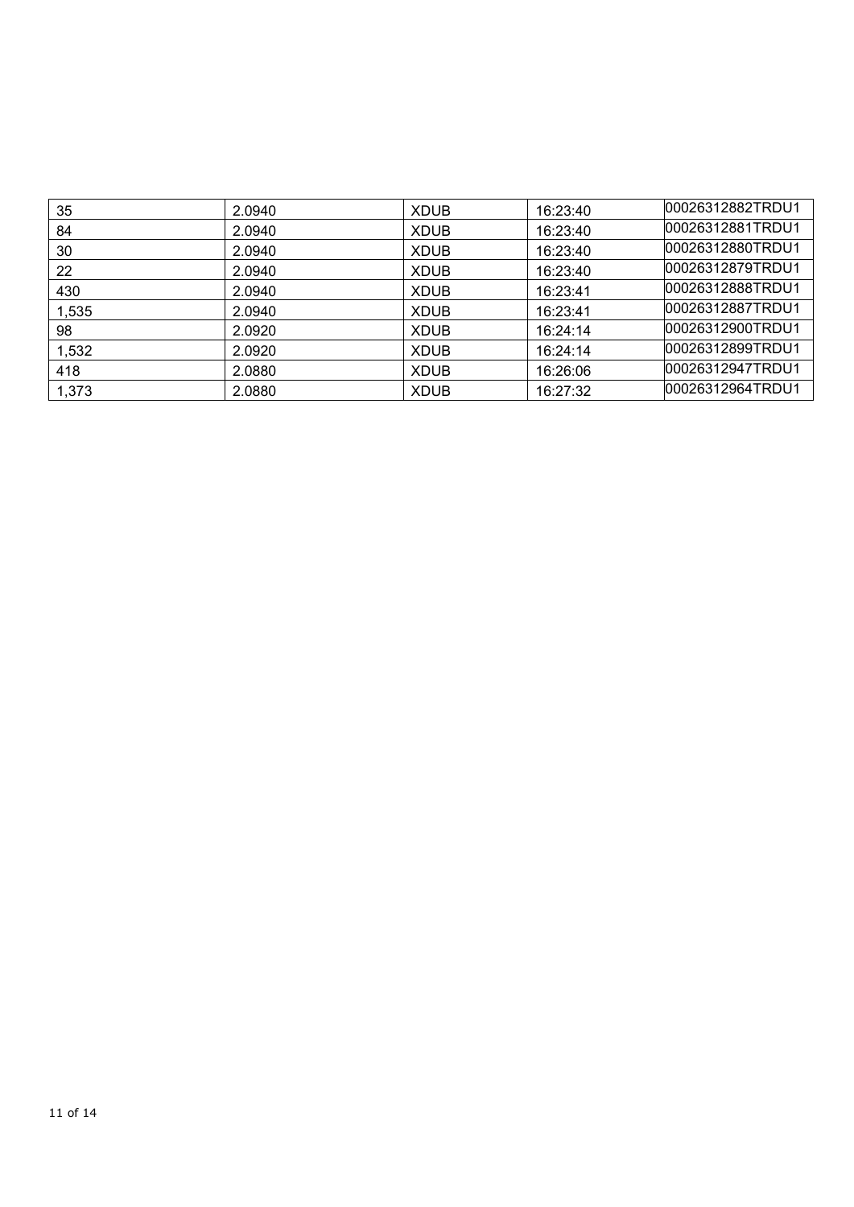| | | | | |
|---|---|---|---|---|
| 35 | 2.0940 | XDUB | 16:23:40 | 00026312882TRDU1 |
| 84 | 2.0940 | XDUB | 16:23:40 | 00026312881TRDU1 |
| 30 | 2.0940 | XDUB | 16:23:40 | 00026312880TRDU1 |
| 22 | 2.0940 | XDUB | 16:23:40 | 00026312879TRDU1 |
| 430 | 2.0940 | XDUB | 16:23:41 | 00026312888TRDU1 |
| 1,535 | 2.0940 | XDUB | 16:23:41 | 00026312887TRDU1 |
| 98 | 2.0920 | XDUB | 16:24:14 | 00026312900TRDU1 |
| 1,532 | 2.0920 | XDUB | 16:24:14 | 00026312899TRDU1 |
| 418 | 2.0880 | XDUB | 16:26:06 | 00026312947TRDU1 |
| 1,373 | 2.0880 | XDUB | 16:27:32 | 00026312964TRDU1 |